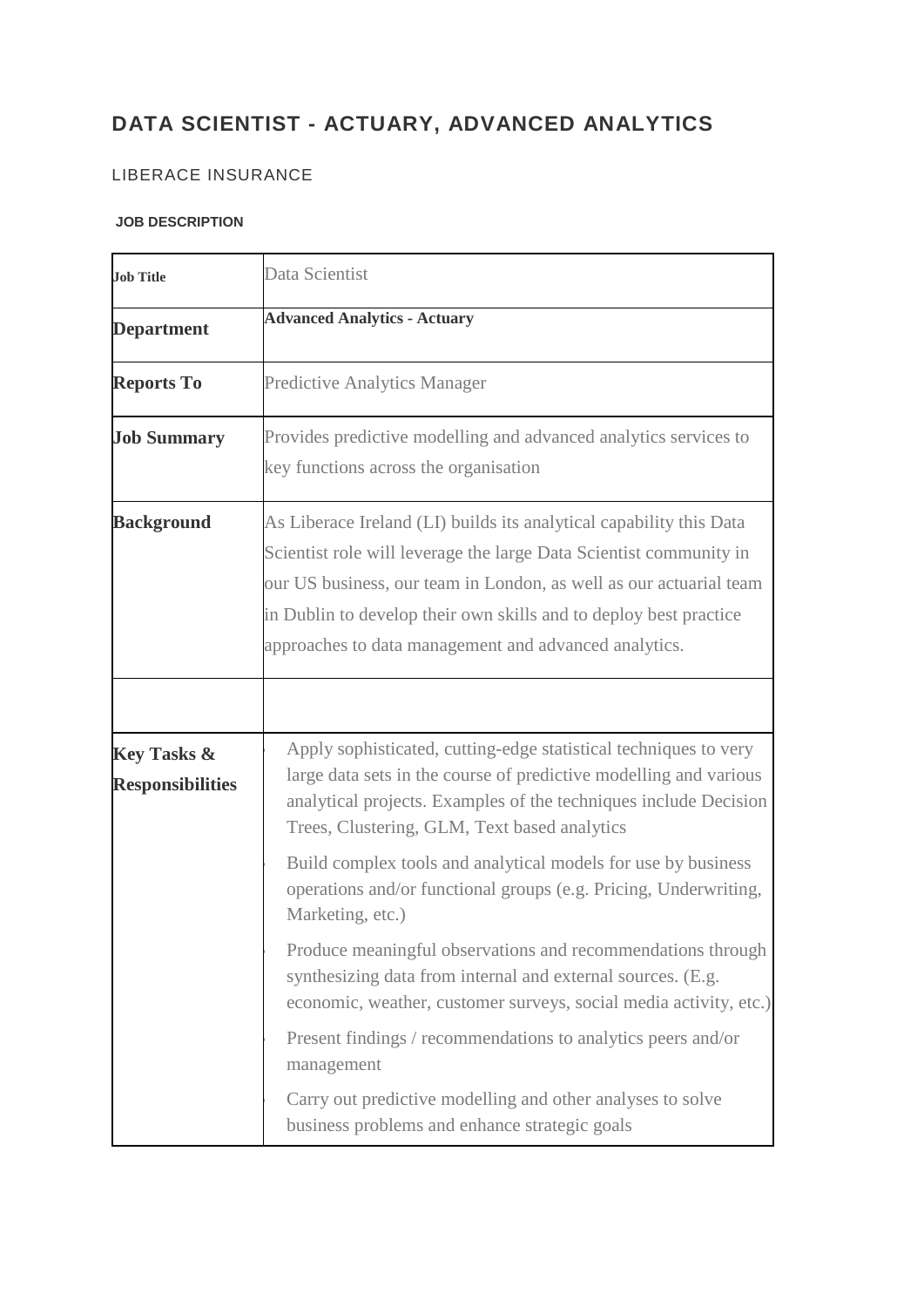# DATA SCIENTIST - ACTUARY, ADVANCED ANALYTICS

LIBERACE INSURANCE

**JOB DESCRIPTION**

| **Job Title** | Data Scientist |
|---|---|
| **Department** | **Advanced Analytics - Actuary** |
| **Reports To** | Predictive Analytics Manager |
| **Job Summary** | Provides predictive modelling and advanced analytics services to key functions across the organisation |
| **Background** | As Liberace Ireland (LI) builds its analytical capability this Data Scientist role will leverage the large Data Scientist community in our US business, our team in London, as well as our actuarial team in Dublin to develop their own skills and to deploy best practice approaches to data management and advanced analytics. |
| | |
| **Key Tasks & Responsibilities** | • Apply sophisticated, cutting-edge statistical techniques to very large data sets in the course of predictive modelling and various analytical projects. Examples of the techniques include Decision Trees, Clustering, GLM, Text based analytics<br>• Build complex tools and analytical models for use by business operations and/or functional groups (e.g. Pricing, Underwriting, Marketing, etc.)<br>• Produce meaningful observations and recommendations through synthesizing data from internal and external sources. (E.g. economic, weather, customer surveys, social media activity, etc.)<br>• Present findings / recommendations to analytics peers and/or management<br>• Carry out predictive modelling and other analyses to solve business problems and enhance strategic goals |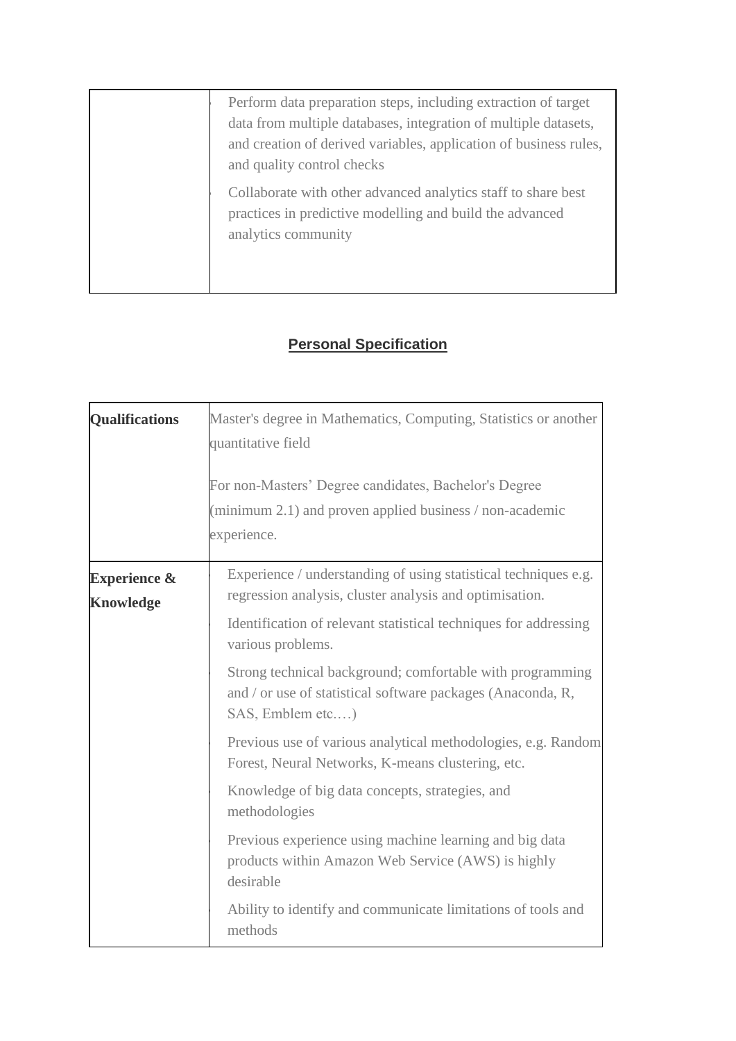| | |
|---|---|
| | • Perform data preparation steps, including extraction of target data from multiple databases, integration of multiple datasets, and creation of derived variables, application of business rules, and quality control checks<br>• Collaborate with other advanced analytics staff to share best practices in predictive modelling and build the advanced analytics community |

## Personal Specification

| | |
|---|---|
| **Qualifications** | Master's degree in Mathematics, Computing, Statistics or another quantitative field<br><br>For non-Masters' Degree candidates, Bachelor's Degree (minimum 2.1) and proven applied business / non-academic experience. |
| **Experience & Knowledge** | • Experience / understanding of using statistical techniques e.g. regression analysis, cluster analysis and optimisation.<br>• Identification of relevant statistical techniques for addressing various problems.<br>• Strong technical background; comfortable with programming and / or use of statistical software packages (Anaconda, R, SAS, Emblem etc.…)<br>• Previous use of various analytical methodologies, e.g. Random Forest, Neural Networks, K-means clustering, etc.<br>• Knowledge of big data concepts, strategies, and methodologies<br>• Previous experience using machine learning and big data products within Amazon Web Service (AWS) is highly desirable<br>• Ability to identify and communicate limitations of tools and methods |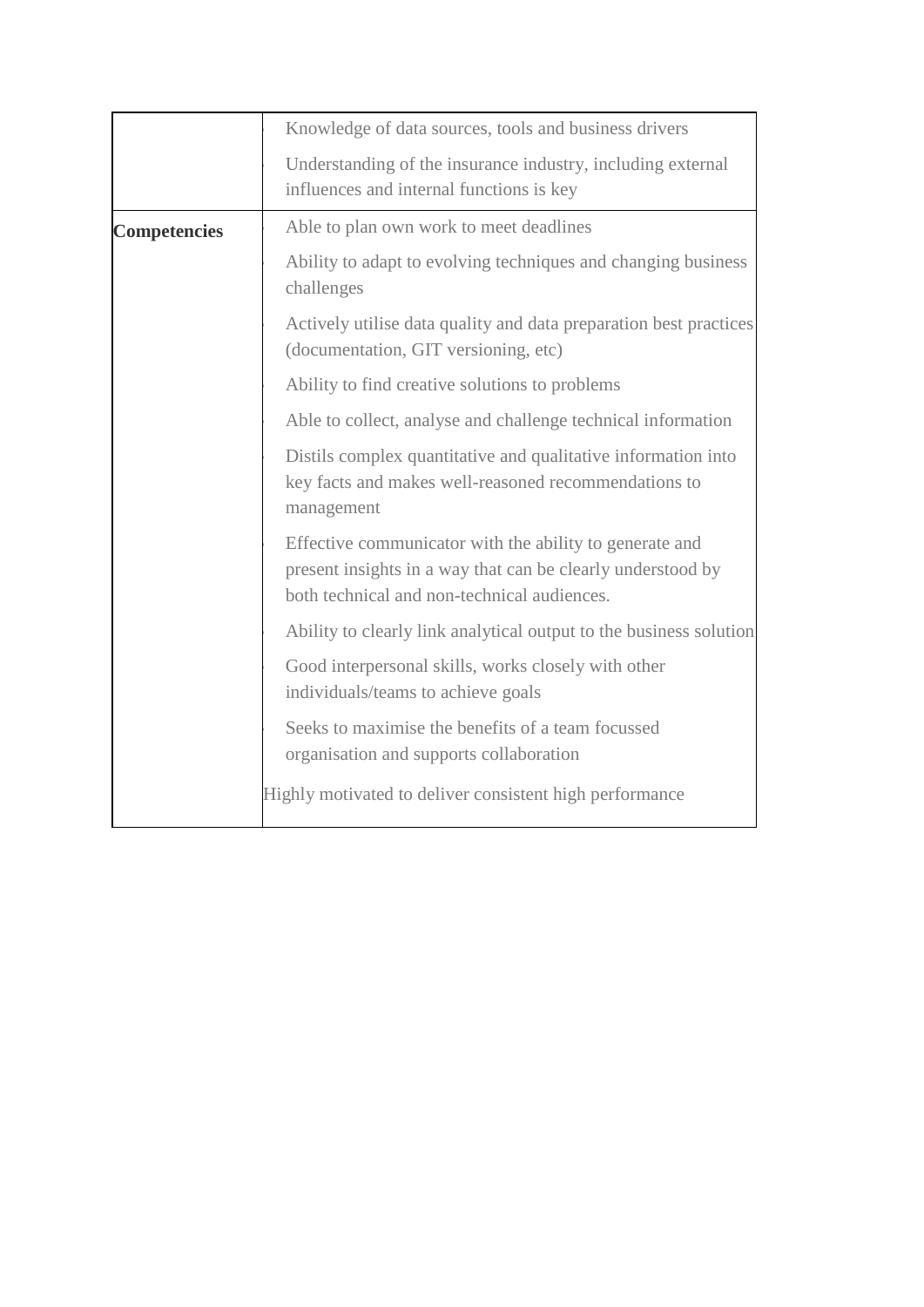| | |
|---|---|
| | • Knowledge of data sources, tools and business drivers<br>• Understanding of the insurance industry, including external influences and internal functions is key |
| **Competencies** | • Able to plan own work to meet deadlines<br>• Ability to adapt to evolving techniques and changing business challenges<br>• Actively utilise data quality and data preparation best practices (documentation, GIT versioning, etc)<br>• Ability to find creative solutions to problems<br>• Able to collect, analyse and challenge technical information<br>• Distils complex quantitative and qualitative information into key facts and makes well-reasoned recommendations to management<br>• Effective communicator with the ability to generate and present insights in a way that can be clearly understood by both technical and non-technical audiences.<br>• Ability to clearly link analytical output to the business solution<br>• Good interpersonal skills, works closely with other individuals/teams to achieve goals<br>• Seeks to maximise the benefits of a team focussed organisation and supports collaboration<br>Highly motivated to deliver consistent high performance |